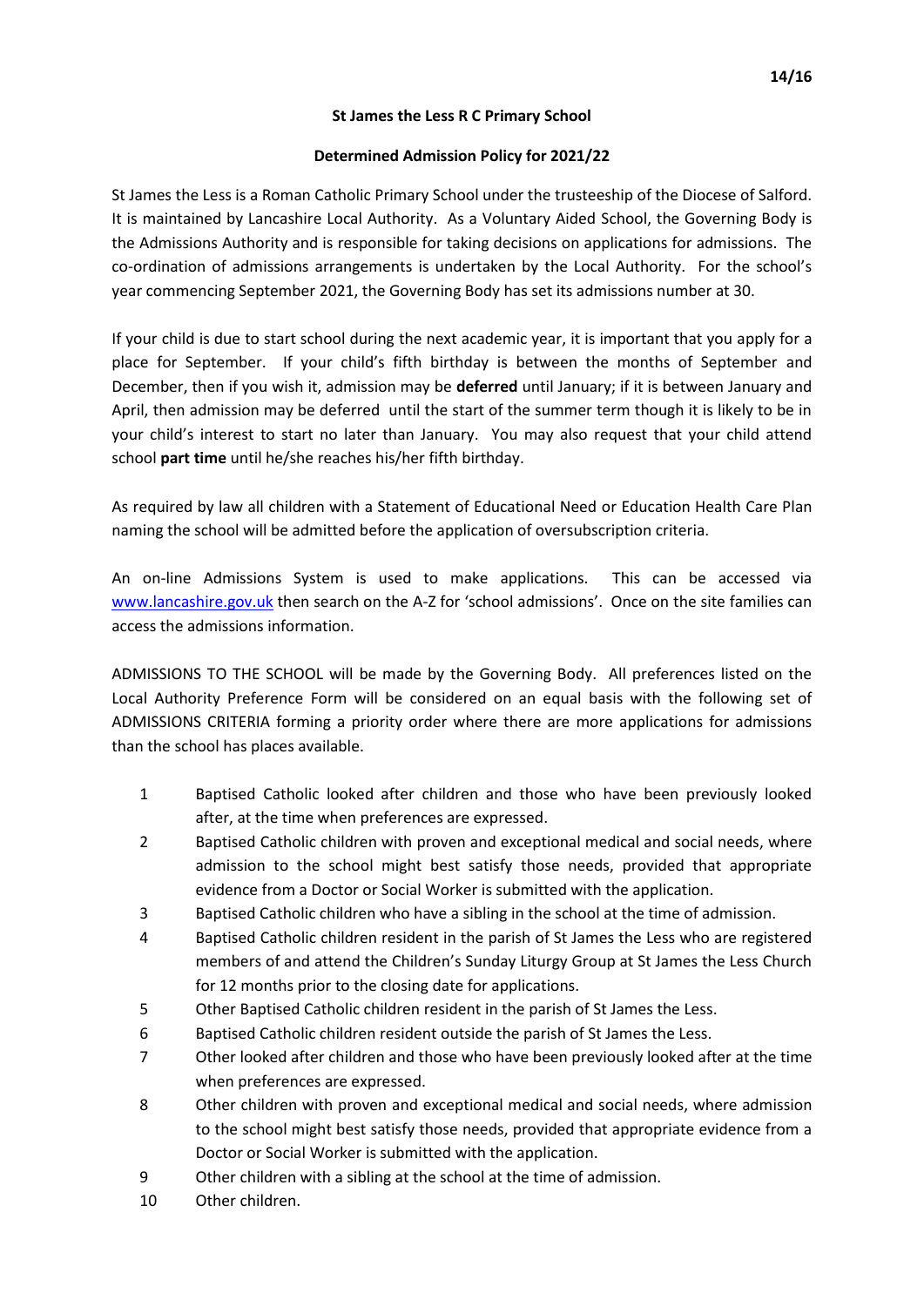# St James the Less R C Primary School

## Determined Admission Policy for 2021/22

St James the Less is a Roman Catholic Primary School under the trusteeship of the Diocese of Salford. It is maintained by Lancashire Local Authority. As a Voluntary Aided School, the Governing Body is the Admissions Authority and is responsible for taking decisions on applications for admissions. The co-ordination of admissions arrangements is undertaken by the Local Authority. For the school's year commencing September 2021, the Governing Body has set its admissions number at 30.

If your child is due to start school during the next academic year, it is important that you apply for a place for September. If your child's fifth birthday is between the months of September and December, then if you wish it, admission may be **deferred** until January; if it is between January and April, then admission may be deferred until the start of the summer term though it is likely to be in your child's interest to start no later than January. You may also request that your child attend school **part time** until he/she reaches his/her fifth birthday.

As required by law all children with a Statement of Educational Need or Education Health Care Plan naming the school will be admitted before the application of oversubscription criteria.

An on-line Admissions System is used to make applications. This can be accessed via www.lancashire.gov.uk then search on the A-Z for 'school admissions'. Once on the site families can access the admissions information.

ADMISSIONS TO THE SCHOOL will be made by the Governing Body. All preferences listed on the Local Authority Preference Form will be considered on an equal basis with the following set of ADMISSIONS CRITERIA forming a priority order where there are more applications for admissions than the school has places available.

1. Baptised Catholic looked after children and those who have been previously looked after, at the time when preferences are expressed.
2. Baptised Catholic children with proven and exceptional medical and social needs, where admission to the school might best satisfy those needs, provided that appropriate evidence from a Doctor or Social Worker is submitted with the application.
3. Baptised Catholic children who have a sibling in the school at the time of admission.
4. Baptised Catholic children resident in the parish of St James the Less who are registered members of and attend the Children's Sunday Liturgy Group at St James the Less Church for 12 months prior to the closing date for applications.
5. Other Baptised Catholic children resident in the parish of St James the Less.
6. Baptised Catholic children resident outside the parish of St James the Less.
7. Other looked after children and those who have been previously looked after at the time when preferences are expressed.
8. Other children with proven and exceptional medical and social needs, where admission to the school might best satisfy those needs, provided that appropriate evidence from a Doctor or Social Worker is submitted with the application.
9. Other children with a sibling at the school at the time of admission.
10. Other children.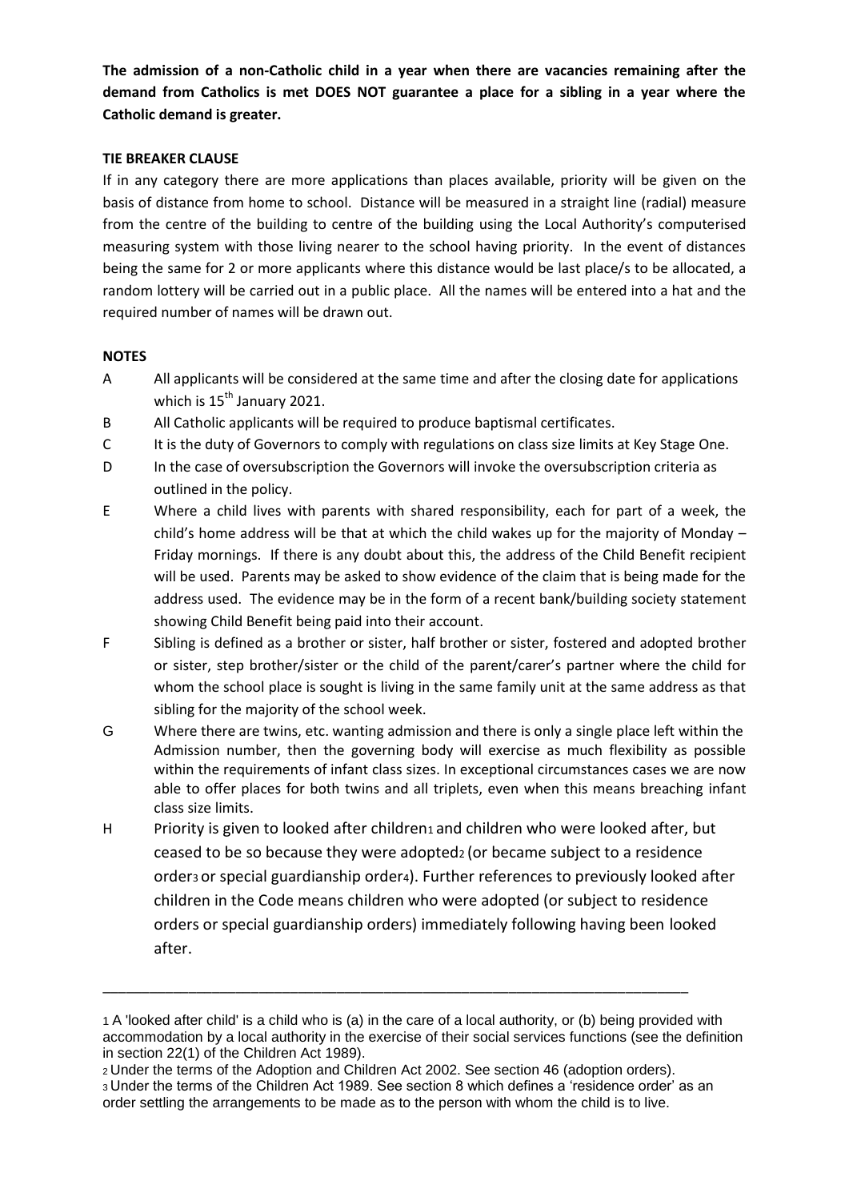**The admission of a non-Catholic child in a year when there are vacancies remaining after the demand from Catholics is met DOES NOT guarantee a place for a sibling in a year where the Catholic demand is greater.**

**TIE BREAKER CLAUSE**

If in any category there are more applications than places available, priority will be given on the basis of distance from home to school. Distance will be measured in a straight line (radial) measure from the centre of the building to centre of the building using the Local Authority's computerised measuring system with those living nearer to the school having priority. In the event of distances being the same for 2 or more applicants where this distance would be last place/s to be allocated, a random lottery will be carried out in a public place. All the names will be entered into a hat and the required number of names will be drawn out.

**NOTES**

A All applicants will be considered at the same time and after the closing date for applications which is 15th January 2021.

B All Catholic applicants will be required to produce baptismal certificates.

C It is the duty of Governors to comply with regulations on class size limits at Key Stage One.

D In the case of oversubscription the Governors will invoke the oversubscription criteria as outlined in the policy.

E Where a child lives with parents with shared responsibility, each for part of a week, the child's home address will be that at which the child wakes up for the majority of Monday – Friday mornings. If there is any doubt about this, the address of the Child Benefit recipient will be used. Parents may be asked to show evidence of the claim that is being made for the address used. The evidence may be in the form of a recent bank/building society statement showing Child Benefit being paid into their account.

F Sibling is defined as a brother or sister, half brother or sister, fostered and adopted brother or sister, step brother/sister or the child of the parent/carer's partner where the child for whom the school place is sought is living in the same family unit at the same address as that sibling for the majority of the school week.

G Where there are twins, etc. wanting admission and there is only a single place left within the Admission number, then the governing body will exercise as much flexibility as possible within the requirements of infant class sizes. In exceptional circumstances cases we are now able to offer places for both twins and all triplets, even when this means breaching infant class size limits.

H Priority is given to looked after children[1] and children who were looked after, but ceased to be so because they were adopted[2] (or became subject to a residence order[3] or special guardianship order[4]). Further references to previously looked after children in the Code means children who were adopted (or subject to residence orders or special guardianship orders) immediately following having been looked after.

---

[1] A 'looked after child' is a child who is (a) in the care of a local authority, or (b) being provided with accommodation by a local authority in the exercise of their social services functions (see the definition in section 22(1) of the Children Act 1989).

[2] Under the terms of the Adoption and Children Act 2002. See section 46 (adoption orders).

[3] Under the terms of the Children Act 1989. See section 8 which defines a 'residence order' as an order settling the arrangements to be made as to the person with whom the child is to live.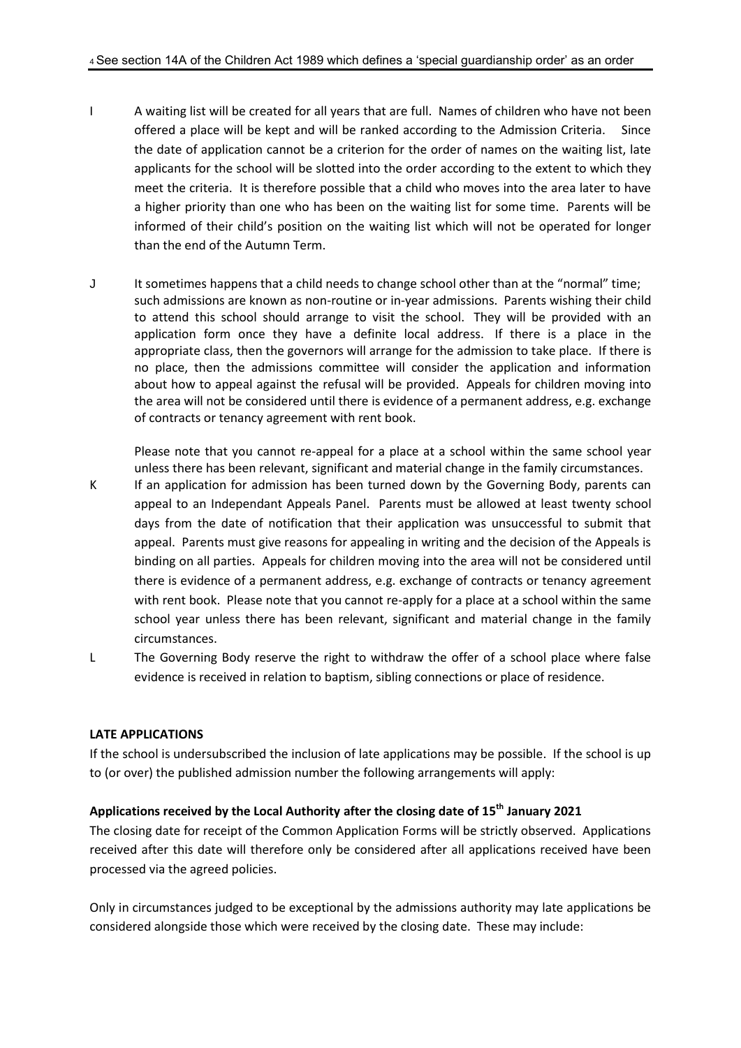4 See section 14A of the Children Act 1989 which defines a 'special guardianship order' as an order

I A waiting list will be created for all years that are full. Names of children who have not been offered a place will be kept and will be ranked according to the Admission Criteria. Since the date of application cannot be a criterion for the order of names on the waiting list, late applicants for the school will be slotted into the order according to the extent to which they meet the criteria. It is therefore possible that a child who moves into the area later to have a higher priority than one who has been on the waiting list for some time. Parents will be informed of their child's position on the waiting list which will not be operated for longer than the end of the Autumn Term.

J It sometimes happens that a child needs to change school other than at the "normal" time; such admissions are known as non-routine or in-year admissions. Parents wishing their child to attend this school should arrange to visit the school. They will be provided with an application form once they have a definite local address. If there is a place in the appropriate class, then the governors will arrange for the admission to take place. If there is no place, then the admissions committee will consider the application and information about how to appeal against the refusal will be provided. Appeals for children moving into the area will not be considered until there is evidence of a permanent address, e.g. exchange of contracts or tenancy agreement with rent book.

Please note that you cannot re-appeal for a place at a school within the same school year unless there has been relevant, significant and material change in the family circumstances.

K If an application for admission has been turned down by the Governing Body, parents can appeal to an Independant Appeals Panel. Parents must be allowed at least twenty school days from the date of notification that their application was unsuccessful to submit that appeal. Parents must give reasons for appealing in writing and the decision of the Appeals is binding on all parties. Appeals for children moving into the area will not be considered until there is evidence of a permanent address, e.g. exchange of contracts or tenancy agreement with rent book. Please note that you cannot re-apply for a place at a school within the same school year unless there has been relevant, significant and material change in the family circumstances.

L The Governing Body reserve the right to withdraw the offer of a school place where false evidence is received in relation to baptism, sibling connections or place of residence.

**LATE APPLICATIONS**

If the school is undersubscribed the inclusion of late applications may be possible. If the school is up to (or over) the published admission number the following arrangements will apply:

**Applications received by the Local Authority after the closing date of 15th January 2021**

The closing date for receipt of the Common Application Forms will be strictly observed. Applications received after this date will therefore only be considered after all applications received have been processed via the agreed policies.

Only in circumstances judged to be exceptional by the admissions authority may late applications be considered alongside those which were received by the closing date. These may include: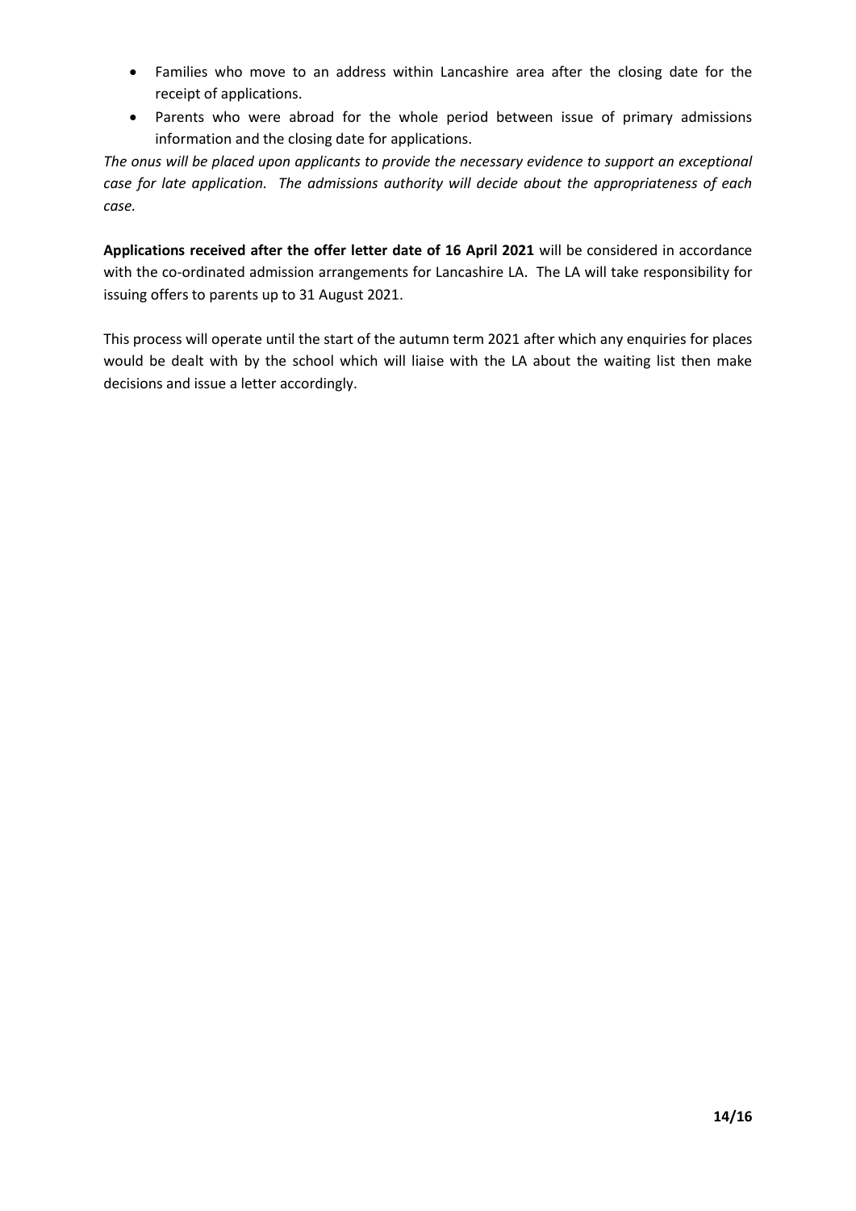- Families who move to an address within Lancashire area after the closing date for the receipt of applications.
- Parents who were abroad for the whole period between issue of primary admissions information and the closing date for applications.

*The onus will be placed upon applicants to provide the necessary evidence to support an exceptional case for late application. The admissions authority will decide about the appropriateness of each case.*

**Applications received after the offer letter date of 16 April 2021** will be considered in accordance with the co-ordinated admission arrangements for Lancashire LA. The LA will take responsibility for issuing offers to parents up to 31 August 2021.

This process will operate until the start of the autumn term 2021 after which any enquiries for places would be dealt with by the school which will liaise with the LA about the waiting list then make decisions and issue a letter accordingly.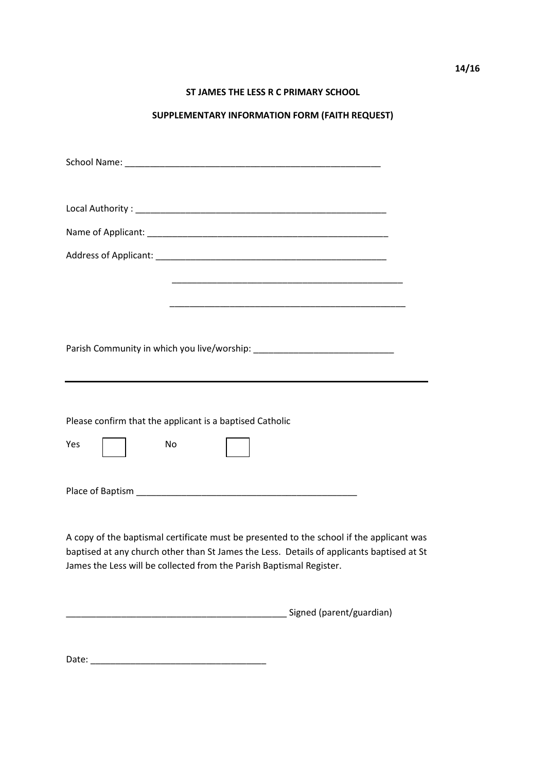14/16

**ST JAMES THE LESS R C PRIMARY SCHOOL**

**SUPPLEMENTARY INFORMATION FORM (FAITH REQUEST)**

School Name: ____________________________________________________

Local Authority : ____________________________________________________

Name of Applicant: __________________________________________________

Address of Applicant: ________________________________________________

________________________________________________

________________________________________________

Parish Community in which you live/worship: ____________________________

---

Please confirm that the applicant is a baptised Catholic

Yes ☐ No ☐

Place of Baptism ______________________________________________

A copy of the baptismal certificate must be presented to the school if the applicant was baptised at any church other than St James the Less. Details of applicants baptised at St James the Less will be collected from the Parish Baptismal Register.

______________________________________________ Signed (parent/guardian)

Date: ____________________________________